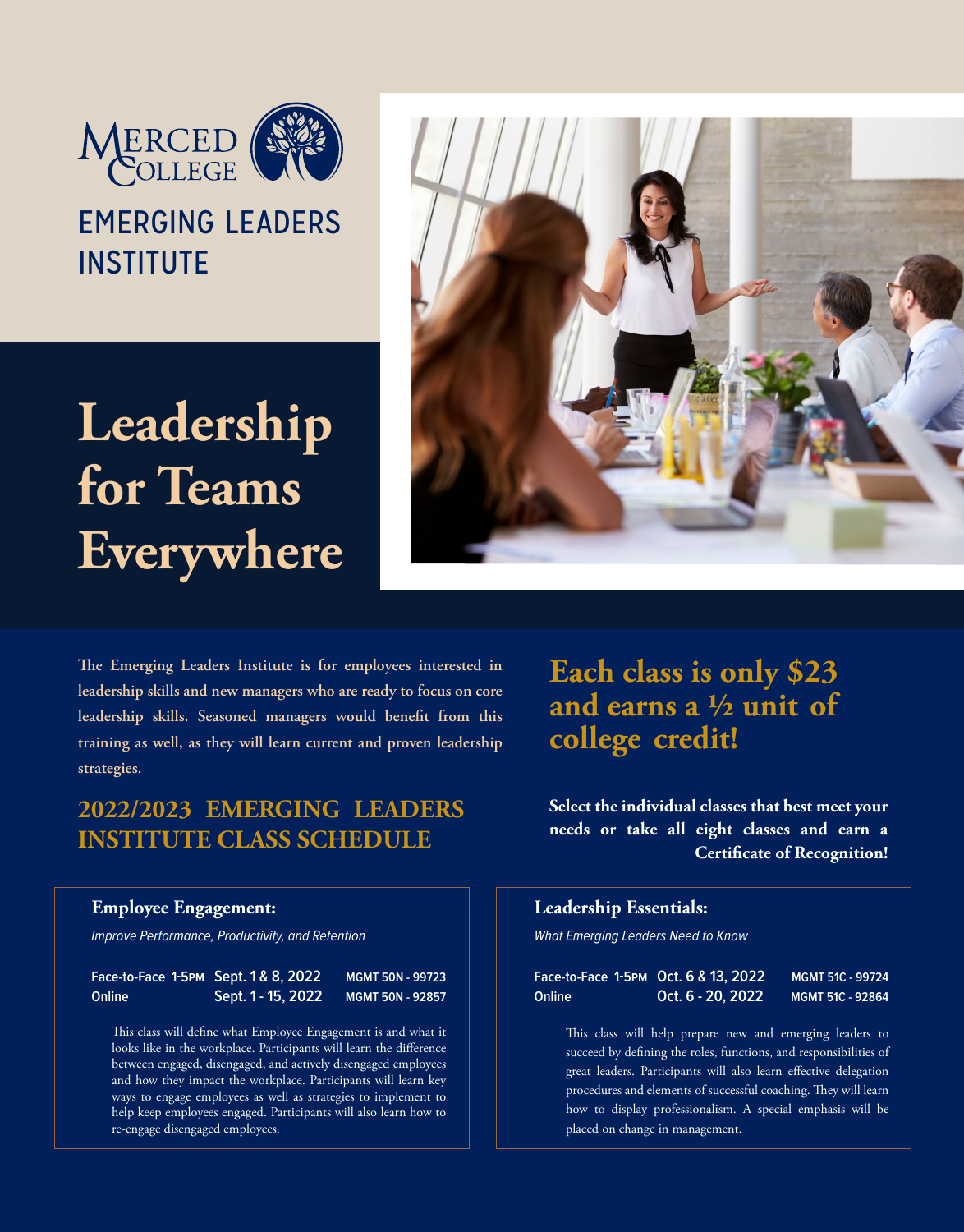MERCED COLLEGE

EMERGING LEADERS INSTITUTE

# Leadership for Teams Everywhere

The Emerging Leaders Institute is for employees interested in leadership skills and new managers who are ready to focus on core leadership skills. Seasoned managers would benefit from this training as well, as they will learn current and proven leadership strategies.

## Each class is only $23 and earns a ½ unit of college credit!

## 2022/2023 EMERGING LEADERS INSTITUTE CLASS SCHEDULE

**Select the individual classes that best meet your needs or take all eight classes and earn a Certificate of Recognition!**

### Employee Engagement:

*Improve Performance, Productivity, and Retention*

| | | |
|---|---|---|
| Face-to-Face 1-5PM | Sept. 1 & 8, 2022 | MGMT 50N - 99723 |
| Online | Sept. 1 - 15, 2022 | MGMT 50N - 92857 |

This class will define what Employee Engagement is and what it looks like in the workplace. Participants will learn the difference between engaged, disengaged, and actively disengaged employees and how they impact the workplace. Participants will learn key ways to engage employees as well as strategies to implement to help keep employees engaged. Participants will also learn how to re-engage disengaged employees.

### Leadership Essentials:

*What Emerging Leaders Need to Know*

| | | |
|---|---|---|
| Face-to-Face 1-5PM | Oct. 6 & 13, 2022 | MGMT 51C - 99724 |
| Online | Oct. 6 - 20, 2022 | MGMT 51C - 92864 |

This class will help prepare new and emerging leaders to succeed by defining the roles, functions, and responsibilities of great leaders. Participants will also learn effective delegation procedures and elements of successful coaching. They will learn how to display professionalism. A special emphasis will be placed on change in management.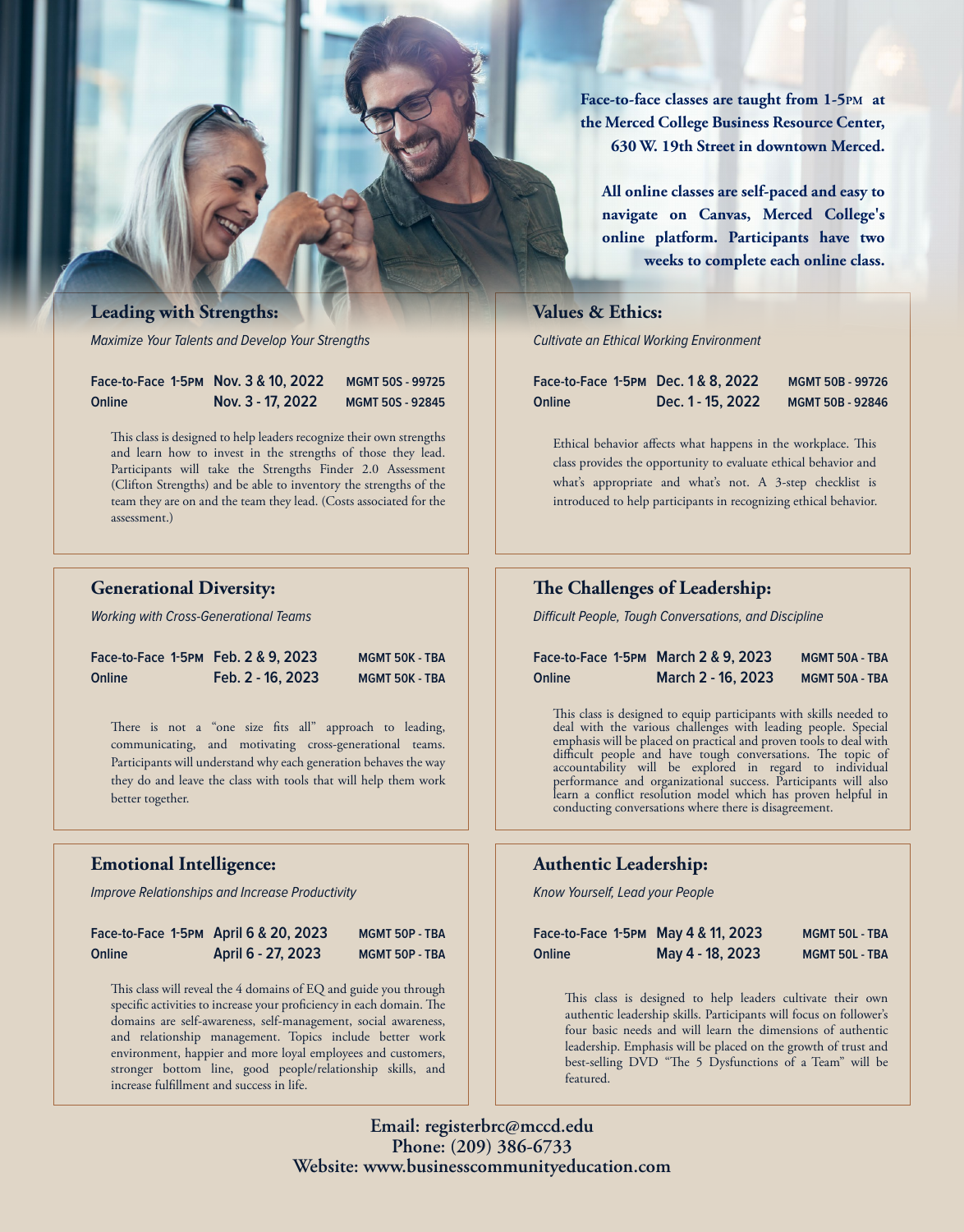**Face-to-face classes are taught from 1-5PM at the Merced College Business Resource Center, 630 W. 19th Street in downtown Merced.**

**All online classes are self-paced and easy to navigate on Canvas, Merced College's online platform. Participants have two weeks to complete each online class.**

## Leading with Strengths:

*Maximize Your Talents and Develop Your Strengths*

| | | |
|---|---|---|
| Face-to-Face 1-5PM | Nov. 3 & 10, 2022 | MGMT 50S - 99725 |
| Online | Nov. 3 - 17, 2022 | MGMT 50S - 92845 |

This class is designed to help leaders recognize their own strengths and learn how to invest in the strengths of those they lead. Participants will take the Strengths Finder 2.0 Assessment (Clifton Strengths) and be able to inventory the strengths of the team they are on and the team they lead. (Costs associated for the assessment.)

## Values & Ethics:

*Cultivate an Ethical Working Environment*

| | | |
|---|---|---|
| Face-to-Face 1-5PM | Dec. 1 & 8, 2022 | MGMT 50B - 99726 |
| Online | Dec. 1 - 15, 2022 | MGMT 50B - 92846 |

Ethical behavior affects what happens in the workplace. This class provides the opportunity to evaluate ethical behavior and what's appropriate and what's not. A 3-step checklist is introduced to help participants in recognizing ethical behavior.

## Generational Diversity:

*Working with Cross-Generational Teams*

| | | |
|---|---|---|
| Face-to-Face 1-5PM | Feb. 2 & 9, 2023 | MGMT 50K - TBA |
| Online | Feb. 2 - 16, 2023 | MGMT 50K - TBA |

There is not a "one size fits all" approach to leading, communicating, and motivating cross-generational teams. Participants will understand why each generation behaves the way they do and leave the class with tools that will help them work better together.

## The Challenges of Leadership:

*Difficult People, Tough Conversations, and Discipline*

| | | |
|---|---|---|
| Face-to-Face 1-5PM | March 2 & 9, 2023 | MGMT 50A - TBA |
| Online | March 2 - 16, 2023 | MGMT 50A - TBA |

This class is designed to equip participants with skills needed to deal with the various challenges with leading people. Special emphasis will be placed on practical and proven tools to deal with difficult people and have tough conversations. The topic of accountability will be explored in regard to individual performance and organizational success. Participants will also learn a conflict resolution model which has proven helpful in conducting conversations where there is disagreement.

## Emotional Intelligence:

*Improve Relationships and Increase Productivity*

| | | |
|---|---|---|
| Face-to-Face 1-5PM | April 6 & 20, 2023 | MGMT 50P - TBA |
| Online | April 6 - 27, 2023 | MGMT 50P - TBA |

This class will reveal the 4 domains of EQ and guide you through specific activities to increase your proficiency in each domain. The domains are self-awareness, self-management, social awareness, and relationship management. Topics include better work environment, happier and more loyal employees and customers, stronger bottom line, good people/relationship skills, and increase fulfillment and success in life.

## Authentic Leadership:

*Know Yourself, Lead your People*

| | | |
|---|---|---|
| Face-to-Face 1-5PM | May 4 & 11, 2023 | MGMT 50L - TBA |
| Online | May 4 - 18, 2023 | MGMT 50L - TBA |

This class is designed to help leaders cultivate their own authentic leadership skills. Participants will focus on follower's four basic needs and will learn the dimensions of authentic leadership. Emphasis will be placed on the growth of trust and best-selling DVD "The 5 Dysfunctions of a Team" will be featured.

**Email: registerbrc@mccd.edu**
**Phone: (209) 386-6733**
**Website: www.businesscommunityeducation.com**